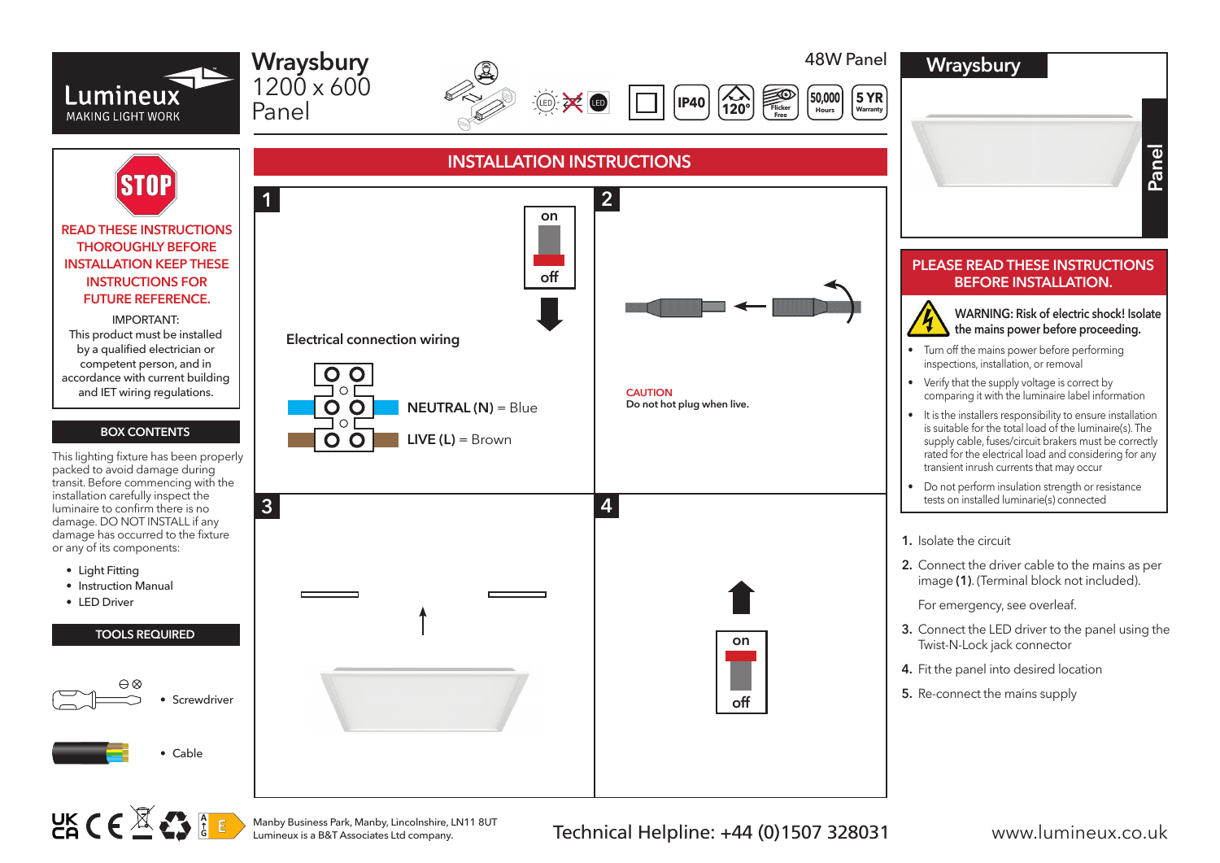# Lumineux

MAKING LIGHT WORK

## Wraysbury 1200 x 600 Panel

48W Panel

IP40 | 120° | Flicker Free | 50,000 Hours | 5 YR Warranty

**STOP**

**READ THESE INSTRUCTIONS THOROUGHLY BEFORE INSTALLATION KEEP THESE INSTRUCTIONS FOR FUTURE REFERENCE.**

IMPORTANT:
This product must be installed by a qualified electrician or competent person, and in accordance with current building and IET wiring regulations.

### BOX CONTENTS

This lighting fixture has been properly packed to avoid damage during transit. Before commencing with the installation carefully inspect the luminaire to confirm there is no damage. DO NOT INSTALL if any damage has occurred to the fixture or any of its components:

- Light Fitting
- Instruction Manual
- LED Driver

### TOOLS REQUIRED

- Screwdriver
- Cable

## INSTALLATION INSTRUCTIONS

**1**

on / off

Electrical connection wiring

**NEUTRAL (N)** = Blue

**LIVE (L)** = Brown

**2**

CAUTION
**Do not hot plug when live.**

**3**

**4**

on / off

## Wraysbury

Panel

### PLEASE READ THESE INSTRUCTIONS BEFORE INSTALLATION.

**WARNING: Risk of electric shock! Isolate the mains power before proceeding.**

- Turn off the mains power before performing inspections, installation, or removal
- Verify that the supply voltage is correct by comparing it with the luminaire label information
- It is the installers responsibility to ensure installation is suitable for the total load of the luminaire(s). The supply cable, fuses/circuit brakers must be correctly rated for the electrical load and considering for any transient inrush currents that may occur
- Do not perform insulation strength or resistance tests on installed luminarie(s) connected

1. Isolate the circuit
2. Connect the driver cable to the mains as per image **(1)**. (Terminal block not included).

   For emergency, see overleaf.
3. Connect the LED driver to the panel using the Twist-N-Lock jack connector
4. Fit the panel into desired location
5. Re-connect the mains supply

Manby Business Park, Manby, Lincolnshire, LN11 8UT
Lumineux is a B&T Associates Ltd company.

Technical Helpline: +44 (0)1507 328031

www.lumineux.co.uk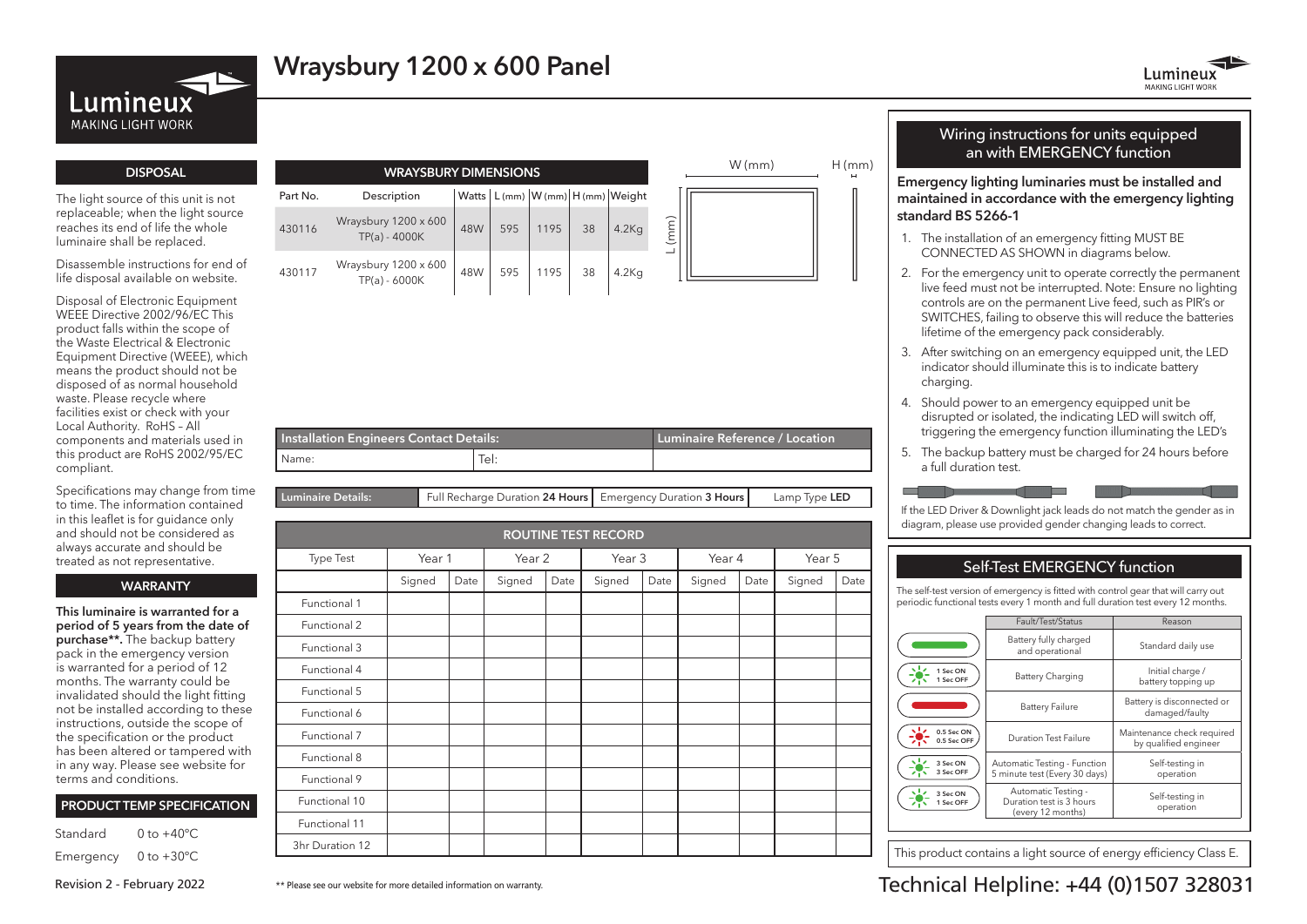# Wraysbury 1200 x 600 Panel

Lumineux
MAKING LIGHT WORK

## DISPOSAL

The light source of this unit is not replaceable; when the light source reaches its end of life the whole luminaire shall be replaced.

Disassemble instructions for end of life disposal available on website.

Disposal of Electronic Equipment WEEE Directive 2002/96/EC This product falls within the scope of the Waste Electrical & Electronic Equipment Directive (WEEE), which means the product should not be disposed of as normal household waste. Please recycle where facilities exist or check with your Local Authority. RoHS – All components and materials used in this product are RoHS 2002/95/EC compliant.

Specifications may change from time to time. The information contained in this leaflet is for guidance only and should not be considered as always accurate and should be treated as not representative.

## WARRANTY

**This luminaire is warranted for a period of 5 years from the date of purchase\*\*.** The backup battery pack in the emergency version is warranted for a period of 12 months. The warranty could be invalidated should the light fitting not be installed according to these instructions, outside the scope of the specification or the product has been altered or tampered with in any way. Please see website for terms and conditions.

## PRODUCT TEMP SPECIFICATION

| | |
|---|---|
| Standard | 0 to +40°C |
| Emergency | 0 to +30°C |

Revision 2 - February 2022

## WRAYSBURY DIMENSIONS

| Part No. | Description | Watts | L (mm) | W (mm) | H (mm) | Weight |
|---|---|---|---|---|---|---|
| 430116 | Wraysbury 1200 x 600 TP(a) - 4000K | 48W | 595 | 1195 | 38 | 4.2Kg |
| 430117 | Wraysbury 1200 x 600 TP(a) - 6000K | 48W | 595 | 1195 | 38 | 4.2Kg |

W (mm)
H (mm)
L (mm)

| Installation Engineers Contact Details: | | Luminaire Reference / Location |
|---|---|---|
| Name: | Tel: | |

| Luminaire Details: | Full Recharge Duration **24 Hours** | Emergency Duration **3 Hours** | Lamp Type **LED** |
|---|---|---|---|

**ROUTINE TEST RECORD**

| Type Test | Year 1 | | Year 2 | | Year 3 | | Year 4 | | Year 5 | |
|---|---|---|---|---|---|---|---|---|---|---|
| | Signed | Date | Signed | Date | Signed | Date | Signed | Date | Signed | Date |
| Functional 1 | | | | | | | | | | |
| Functional 2 | | | | | | | | | | |
| Functional 3 | | | | | | | | | | |
| Functional 4 | | | | | | | | | | |
| Functional 5 | | | | | | | | | | |
| Functional 6 | | | | | | | | | | |
| Functional 7 | | | | | | | | | | |
| Functional 8 | | | | | | | | | | |
| Functional 9 | | | | | | | | | | |
| Functional 10 | | | | | | | | | | |
| Functional 11 | | | | | | | | | | |
| 3hr Duration 12 | | | | | | | | | | |

\*\* Please see our website for more detailed information on warranty.

## Wiring instructions for units equipped an with EMERGENCY function

**Emergency lighting luminaries must be installed and maintained in accordance with the emergency lighting standard BS 5266-1**

1. The installation of an emergency fitting MUST BE CONNECTED AS SHOWN in diagrams below.
2. For the emergency unit to operate correctly the permanent live feed must not be interrupted. Note: Ensure no lighting controls are on the permanent Live feed, such as PIR's or SWITCHES, failing to observe this will reduce the batteries lifetime of the emergency pack considerably.
3. After switching on an emergency equipped unit, the LED indicator should illuminate this is to indicate battery charging.
4. Should power to an emergency equipped unit be disrupted or isolated, the indicating LED will switch off, triggering the emergency function illuminating the LED's
5. The backup battery must be charged for 24 hours before a full duration test.

If the LED Driver & Downlight jack leads do not match the gender as in diagram, please use provided gender changing leads to correct.

## Self-Test EMERGENCY function

The self-test version of emergency is fitted with control gear that will carry out periodic functional tests every 1 month and full duration test every 12 months.

| Indicator | Fault/Test/Status | Reason |
|---|---|---|
| (Green, steady) | Battery fully charged and operational | Standard daily use |
| 1 Sec ON 1 Sec OFF | Battery Charging | Initial charge / battery topping up |
| (Red, steady) | Battery Failure | Battery is disconnected or damaged/faulty |
| 0.5 Sec ON 0.5 Sec OFF | Duration Test Failure | Maintenance check required by qualified engineer |
| 3 Sec ON 3 Sec OFF | Automatic Testing - Function 5 minute test (Every 30 days) | Self-testing in operation |
| 3 Sec ON 1 Sec OFF | Automatic Testing - Duration test is 3 hours (every 12 months) | Self-testing in operation |

This product contains a light source of energy efficiency Class E.

Technical Helpline: +44 (0)1507 328031